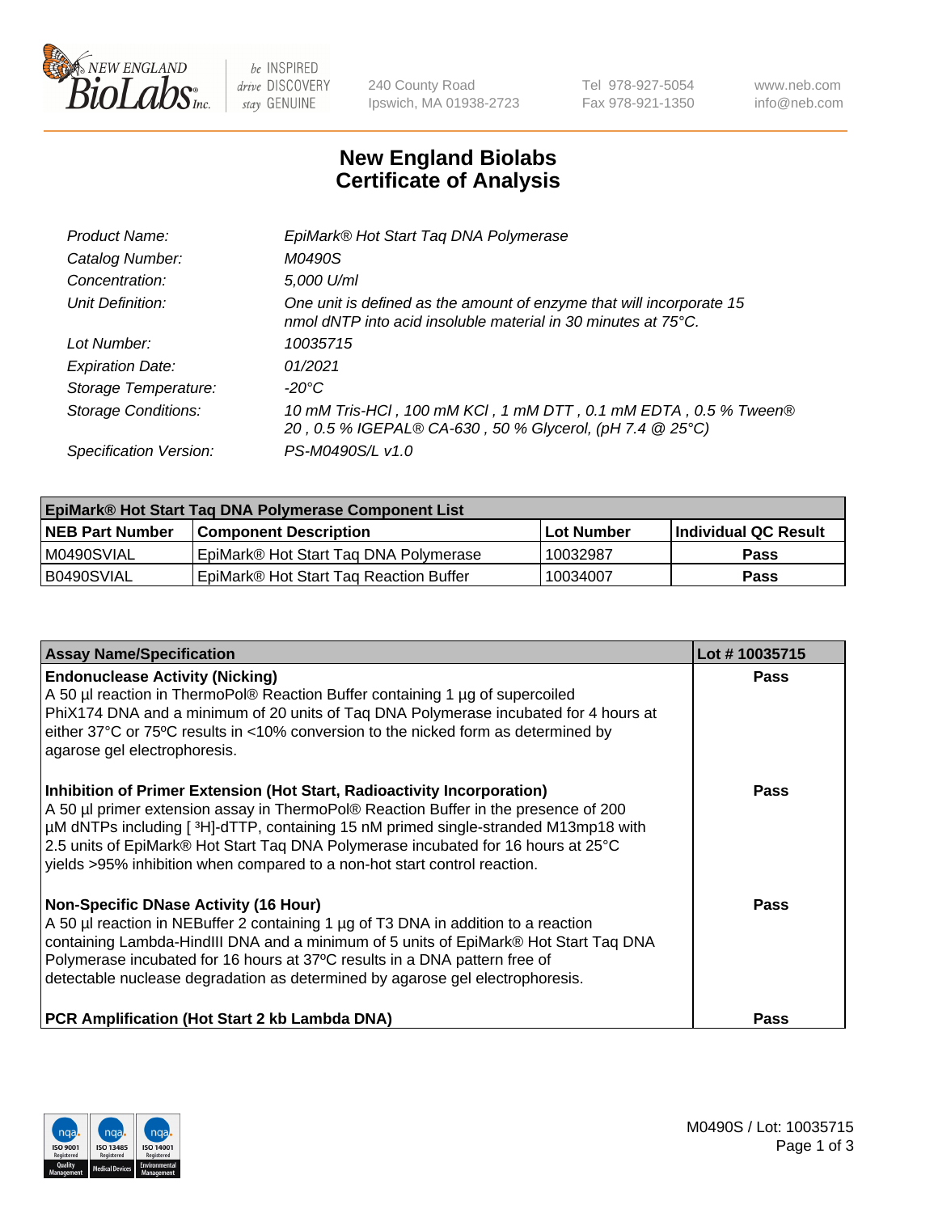# New England Biolabs Certificate of Analysis

| | |
|---|---|
| *Product Name:* | *EpiMark® Hot Start Taq DNA Polymerase* |
| *Catalog Number:* | *M0490S* |
| *Concentration:* | *5,000 U/ml* |
| *Unit Definition:* | *One unit is defined as the amount of enzyme that will incorporate 15 nmol dNTP into acid insoluble material in 30 minutes at 75°C.* |
| *Lot Number:* | *10035715* |
| *Expiration Date:* | *01/2021* |
| *Storage Temperature:* | *-20°C* |
| *Storage Conditions:* | *10 mM Tris-HCl , 100 mM KCl , 1 mM DTT , 0.1 mM EDTA , 0.5 % Tween® 20 , 0.5 % IGEPAL® CA-630 , 50 % Glycerol, (pH 7.4 @ 25°C)* |
| *Specification Version:* | *PS-M0490S/L v1.0* |

| EpiMark® Hot Start Taq DNA Polymerase Component List | | | |
|---|---|---|---|
| **NEB Part Number** | **Component Description** | **Lot Number** | **Individual QC Result** |
| M0490SVIAL | EpiMark® Hot Start Taq DNA Polymerase | 10032987 | **Pass** |
| B0490SVIAL | EpiMark® Hot Start Taq Reaction Buffer | 10034007 | **Pass** |

| Assay Name/Specification | Lot # 10035715 |
|---|---|
| **Endonuclease Activity (Nicking)**<br>A 50 µl reaction in ThermoPol® Reaction Buffer containing 1 µg of supercoiled PhiX174 DNA and a minimum of 20 units of Taq DNA Polymerase incubated for 4 hours at either 37°C or 75ºC results in <10% conversion to the nicked form as determined by agarose gel electrophoresis. | **Pass** |
| **Inhibition of Primer Extension (Hot Start, Radioactivity Incorporation)**<br>A 50 µl primer extension assay in ThermoPol® Reaction Buffer in the presence of 200 µM dNTPs including [ $^{3}$H]-dTTP, containing 15 nM primed single-stranded M13mp18 with 2.5 units of EpiMark® Hot Start Taq DNA Polymerase incubated for 16 hours at 25°C yields >95% inhibition when compared to a non-hot start control reaction. | **Pass** |
| **Non-Specific DNase Activity (16 Hour)**<br>A 50 µl reaction in NEBuffer 2 containing 1 µg of T3 DNA in addition to a reaction containing Lambda-HindIII DNA and a minimum of 5 units of EpiMark® Hot Start Taq DNA Polymerase incubated for 16 hours at 37ºC results in a DNA pattern free of detectable nuclease degradation as determined by agarose gel electrophoresis. | **Pass** |
| **PCR Amplification (Hot Start 2 kb Lambda DNA)** | **Pass** |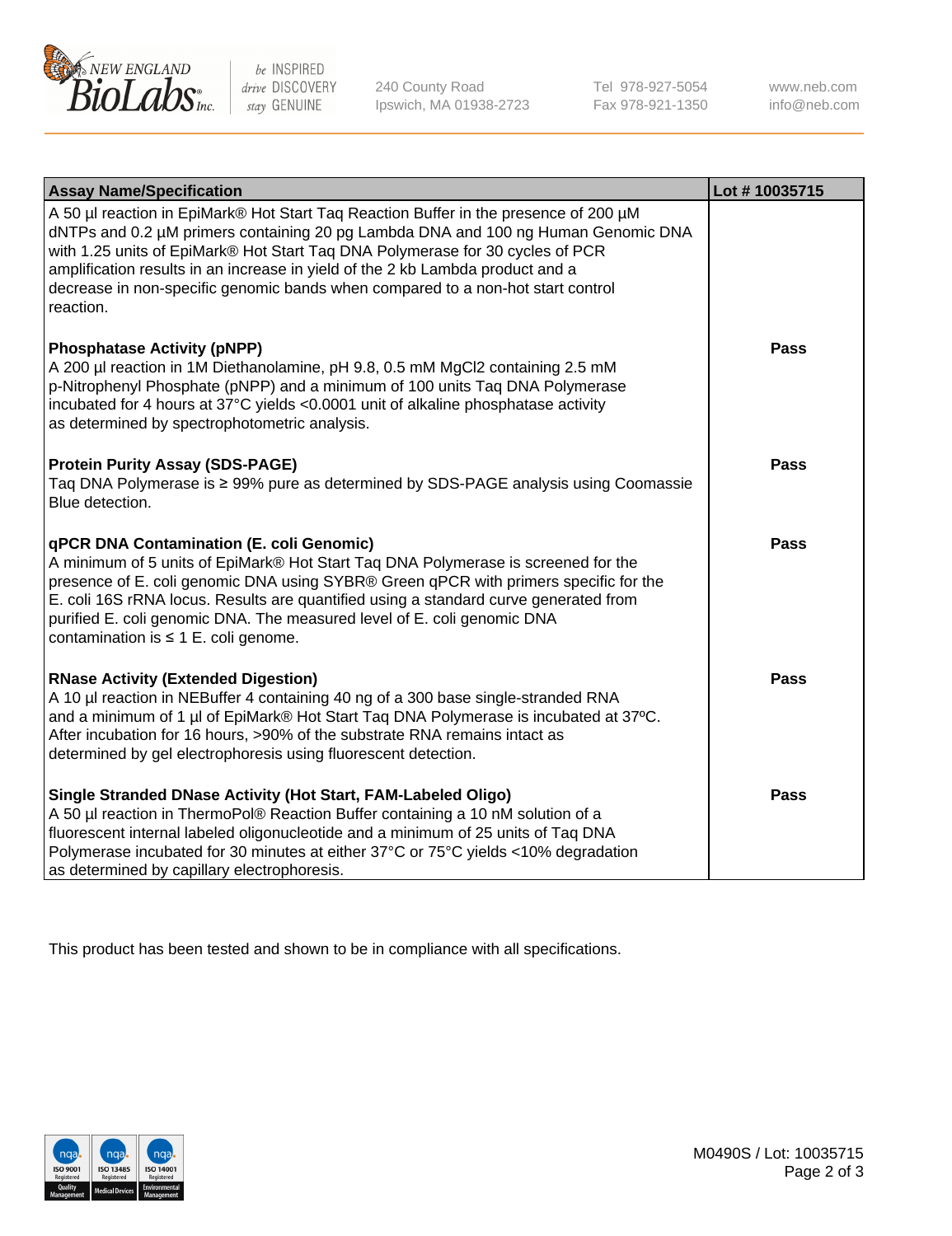| Assay Name/Specification | Lot # 10035715 |
| --- | --- |
| A 50 µl reaction in EpiMark® Hot Start Taq Reaction Buffer in the presence of 200 µM dNTPs and 0.2 µM primers containing 20 pg Lambda DNA and 100 ng Human Genomic DNA with 1.25 units of EpiMark® Hot Start Taq DNA Polymerase for 30 cycles of PCR amplification results in an increase in yield of the 2 kb Lambda product and a decrease in non-specific genomic bands when compared to a non-hot start control reaction. | |
| **Phosphatase Activity (pNPP)**<br>A 200 µl reaction in 1M Diethanolamine, pH 9.8, 0.5 mM $MgCl_2$ containing 2.5 mM p-Nitrophenyl Phosphate (pNPP) and a minimum of 100 units Taq DNA Polymerase incubated for 4 hours at 37°C yields <0.0001 unit of alkaline phosphatase activity as determined by spectrophotometric analysis. | **Pass** |
| **Protein Purity Assay (SDS-PAGE)**<br>Taq DNA Polymerase is ≥ 99% pure as determined by SDS-PAGE analysis using Coomassie Blue detection. | **Pass** |
| **qPCR DNA Contamination (E. coli Genomic)**<br>A minimum of 5 units of EpiMark® Hot Start Taq DNA Polymerase is screened for the presence of E. coli genomic DNA using SYBR® Green qPCR with primers specific for the E. coli 16S rRNA locus. Results are quantified using a standard curve generated from purified E. coli genomic DNA. The measured level of E. coli genomic DNA contamination is ≤ 1 E. coli genome. | **Pass** |
| **RNase Activity (Extended Digestion)**<br>A 10 µl reaction in NEBuffer 4 containing 40 ng of a 300 base single-stranded RNA and a minimum of 1 µl of EpiMark® Hot Start Taq DNA Polymerase is incubated at 37ºC. After incubation for 16 hours, >90% of the substrate RNA remains intact as determined by gel electrophoresis using fluorescent detection. | **Pass** |
| **Single Stranded DNase Activity (Hot Start, FAM-Labeled Oligo)**<br>A 50 µl reaction in ThermoPol® Reaction Buffer containing a 10 nM solution of a fluorescent internal labeled oligonucleotide and a minimum of 25 units of Taq DNA Polymerase incubated for 30 minutes at either 37°C or 75°C yields <10% degradation as determined by capillary electrophoresis. | **Pass** |

This product has been tested and shown to be in compliance with all specifications.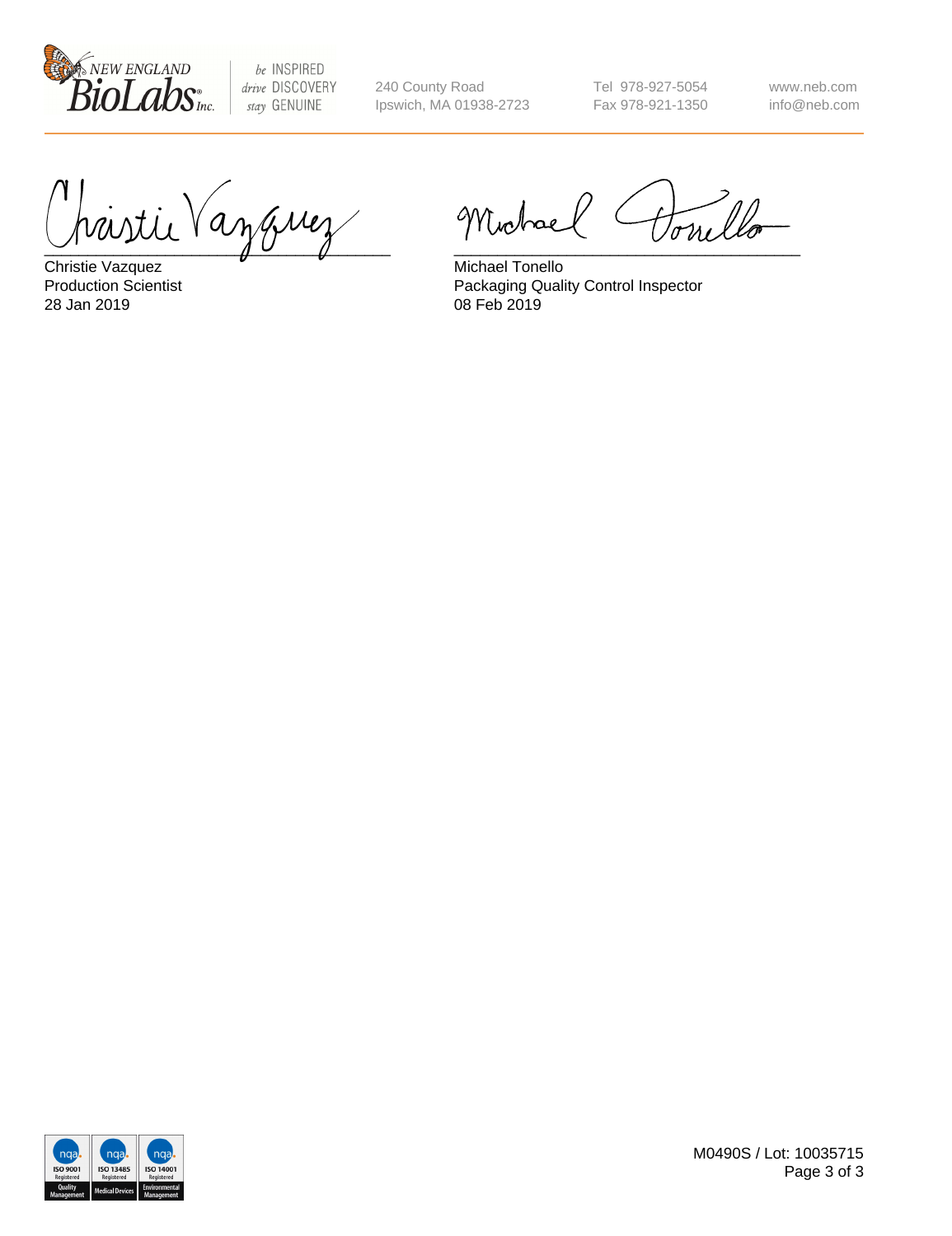Christie Vazquez
Production Scientist
28 Jan 2019

Michael Tonello
Packaging Quality Control Inspector
08 Feb 2019